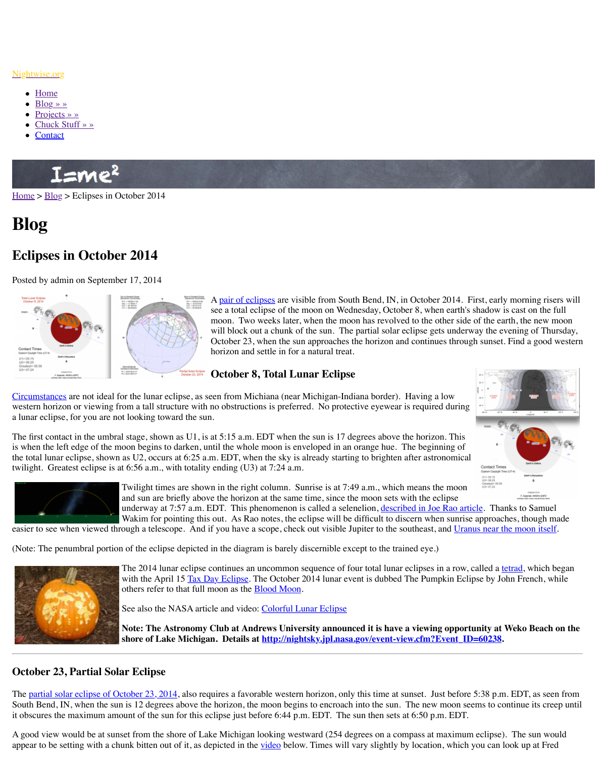Nightwise.org

- Home
- Blog » »
- Projects » »
- Chuck Stuff » »
- Contact

Home > Blog > Eclipses in October 2014

# Blog

## Eclipses in October 2014

Posted by admin on September 17, 2014

A pair of eclipses are visible from South Bend, IN, in October 2014. First, early morning risers will see a total eclipse of the moon on Wednesday, October 8, when earth's shadow is cast on the full moon. Two weeks later, when the moon has revolved to the other side of the earth, the new moon will block out a chunk of the sun. The partial solar eclipse gets underway the evening of Thursday, October 23, when the sun approaches the horizon and continues through sunset. Find a good western horizon and settle in for a natural treat.

### October 8, Total Lunar Eclipse

Circumstances are not ideal for the lunar eclipse, as seen from Michiana (near Michigan-Indiana border). Having a low western horizon or viewing from a tall structure with no obstructions is preferred. No protective eyewear is required during a lunar eclipse, for you are not looking toward the sun.

The first contact in the umbral stage, shown as U1, is at 5:15 a.m. EDT when the sun is 17 degrees above the horizon. This is when the left edge of the moon begins to darken, until the whole moon is enveloped in an orange hue. The beginning of the total lunar eclipse, shown as U2, occurs at 6:25 a.m. EDT, when the sky is already starting to brighten after astronomical twilight. Greatest eclipse is at 6:56 a.m., with totality ending (U3) at 7:24 a.m.

Twilight times are shown in the right column. Sunrise is at 7:49 a.m., which means the moon and sun are briefly above the horizon at the same time, since the moon sets with the eclipse underway at 7:57 a.m. EDT. This phenomenon is called a selenelion, described in Joe Rao article. Thanks to Samuel Wakim for pointing this out. As Rao notes, the eclipse will be difficult to discern when sunrise approaches, though made easier to see when viewed through a telescope. And if you have a scope, check out visible Jupiter to the southeast, and Uranus near the moon itself.

(Note: The penumbral portion of the eclipse depicted in the diagram is barely discernible except to the trained eye.)

The 2014 lunar eclipse continues an uncommon sequence of four total lunar eclipses in a row, called a tetrad, which began with the April 15 Tax Day Eclipse. The October 2014 lunar event is dubbed The Pumpkin Eclipse by John French, while others refer to that full moon as the Blood Moon.

See also the NASA article and video: Colorful Lunar Eclipse

**Note: The Astronomy Club at Andrews University announced it is have a viewing opportunity at Weko Beach on the shore of Lake Michigan. Details at http://nightsky.jpl.nasa.gov/event-view.cfm?Event_ID=60238.**

---

### October 23, Partial Solar Eclipse

The partial solar eclipse of October 23, 2014, also requires a favorable western horizon, only this time at sunset. Just before 5:38 p.m. EDT, as seen from South Bend, IN, when the sun is 12 degrees above the horizon, the moon begins to encroach into the sun. The new moon seems to continue its creep until it obscures the maximum amount of the sun for this eclipse just before 6:44 p.m. EDT. The sun then sets at 6:50 p.m. EDT.

A good view would be at sunset from the shore of Lake Michigan looking westward (254 degrees on a compass at maximum eclipse). The sun would appear to be setting with a chunk bitten out of it, as depicted in the video below. Times will vary slightly by location, which you can look up at Fred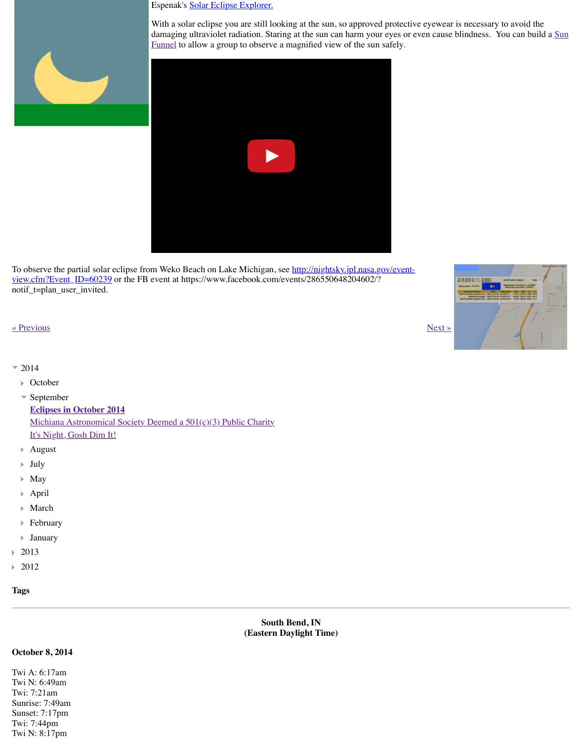Espenak's Solar Eclipse Explorer.

With a solar eclipse you are still looking at the sun, so approved protective eyewear is necessary to avoid the damaging ultraviolet radiation. Staring at the sun can harm your eyes or even cause blindness. You can build a Sun Funnel to allow a group to observe a magnified view of the sun safely.

To observe the partial solar eclipse from Weko Beach on Lake Michigan, see http://nightsky.jpl.nasa.gov/event-view.cfm?Event_ID=60239 or the FB event at https://www.facebook.com/events/286550648204602/?notif_t=plan_user_invited.

« Previous

Next »

- 2014
  - October
  - September
    - **Eclipses in October 2014**
    - Michiana Astronomical Society Deemed a 501(c)(3) Public Charity
    - It's Night, Gosh Dim It!
  - August
  - July
  - May
  - April
  - March
  - February
  - January
- 2013
- 2012

**Tags**

---

**South Bend, IN**
**(Eastern Daylight Time)**

**October 8, 2014**

Twi A: 6:17am
Twi N: 6:49am
Twi: 7:21am
Sunrise: 7:49am
Sunset: 7:17pm
Twi: 7:44pm
Twi N: 8:17pm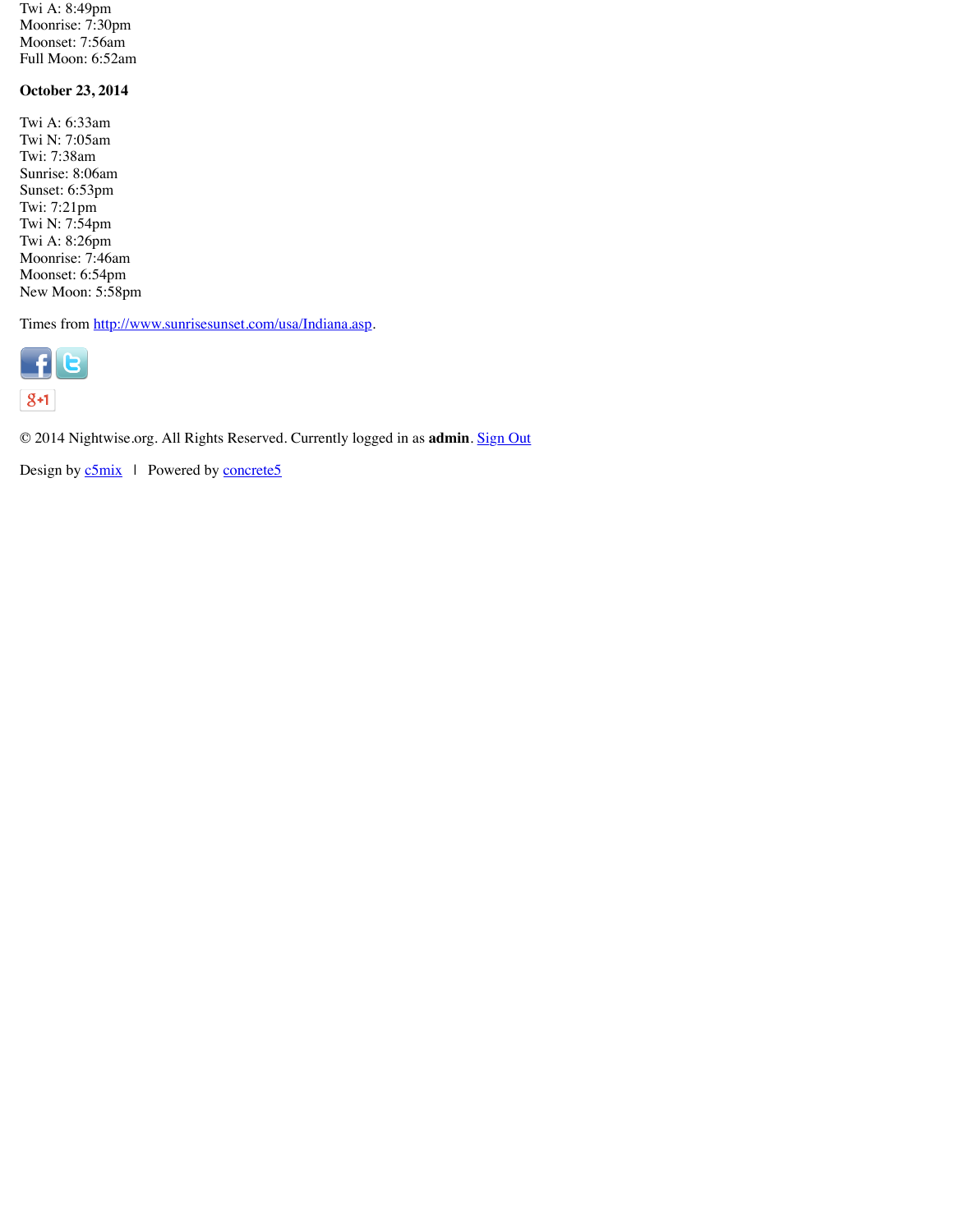Twi A: 8:49pm
Moonrise: 7:30pm
Moonset: 7:56am
Full Moon: 6:52am

**October 23, 2014**

Twi A: 6:33am
Twi N: 7:05am
Twi: 7:38am
Sunrise: 8:06am
Sunset: 6:53pm
Twi: 7:21pm
Twi N: 7:54pm
Twi A: 8:26pm
Moonrise: 7:46am
Moonset: 6:54pm
New Moon: 5:58pm

Times from [http://www.sunrisesunset.com/usa/Indiana.asp](http://www.sunrisesunset.com/usa/Indiana.asp).

© 2014 Nightwise.org. All Rights Reserved. Currently logged in as **admin**. Sign Out

Design by c5mix | Powered by concrete5